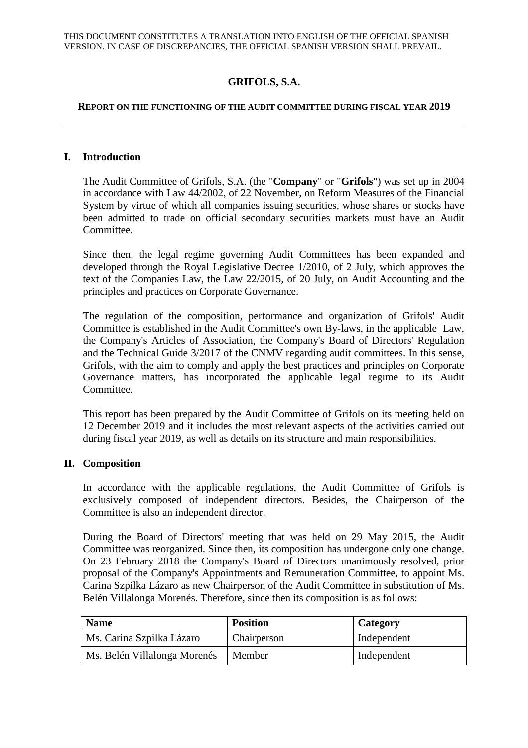THIS DOCUMENT CONSTITUTES A TRANSLATION INTO ENGLISH OF THE OFFICIAL SPANISH VERSION. IN CASE OF DISCREPANCIES, THE OFFICIAL SPANISH VERSION SHALL PREVAIL.

# GRIFOLS, S.A.

## REPORT ON THE FUNCTIONING OF THE AUDIT COMMITTEE DURING FISCAL YEAR 2019

---

## I. Introduction

The Audit Committee of Grifols, S.A. (the "**Company**" or "**Grifols**") was set up in 2004 in accordance with Law 44/2002, of 22 November, on Reform Measures of the Financial System by virtue of which all companies issuing securities, whose shares or stocks have been admitted to trade on official secondary securities markets must have an Audit Committee.

Since then, the legal regime governing Audit Committees has been expanded and developed through the Royal Legislative Decree 1/2010, of 2 July, which approves the text of the Companies Law, the Law 22/2015, of 20 July, on Audit Accounting and the principles and practices on Corporate Governance.

The regulation of the composition, performance and organization of Grifols' Audit Committee is established in the Audit Committee's own By-laws, in the applicable Law, the Company's Articles of Association, the Company's Board of Directors' Regulation and the Technical Guide 3/2017 of the CNMV regarding audit committees. In this sense, Grifols, with the aim to comply and apply the best practices and principles on Corporate Governance matters, has incorporated the applicable legal regime to its Audit Committee.

This report has been prepared by the Audit Committee of Grifols on its meeting held on 12 December 2019 and it includes the most relevant aspects of the activities carried out during fiscal year 2019, as well as details on its structure and main responsibilities.

## II. Composition

In accordance with the applicable regulations, the Audit Committee of Grifols is exclusively composed of independent directors. Besides, the Chairperson of the Committee is also an independent director.

During the Board of Directors' meeting that was held on 29 May 2015, the Audit Committee was reorganized. Since then, its composition has undergone only one change. On 23 February 2018 the Company's Board of Directors unanimously resolved, prior proposal of the Company's Appointments and Remuneration Committee, to appoint Ms. Carina Szpilka Lázaro as new Chairperson of the Audit Committee in substitution of Ms. Belén Villalonga Morenés. Therefore, since then its composition is as follows:

| Name | Position | Category |
| --- | --- | --- |
| Ms. Carina Szpilka Lázaro | Chairperson | Independent |
| Ms. Belén Villalonga Morenés | Member | Independent |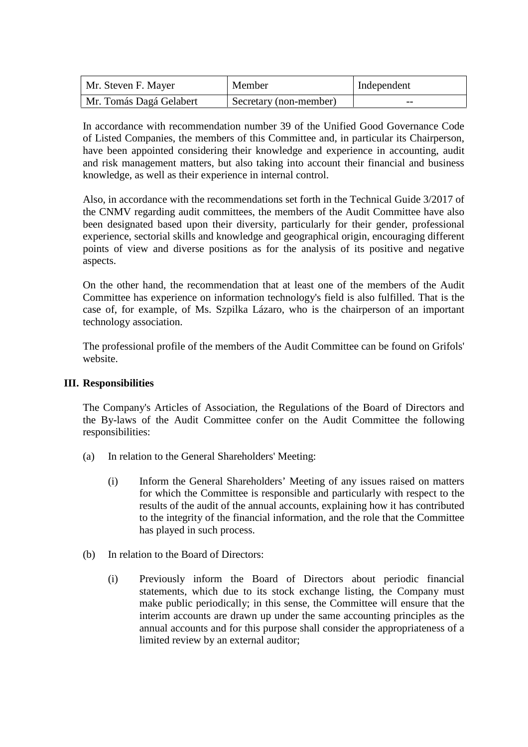| Mr. Steven F. Mayer | Member | Independent |
| --- | --- | --- |
| Mr. Tomás Dagá Gelabert | Secretary (non-member) | -- |

In accordance with recommendation number 39 of the Unified Good Governance Code of Listed Companies, the members of this Committee and, in particular its Chairperson, have been appointed considering their knowledge and experience in accounting, audit and risk management matters, but also taking into account their financial and business knowledge, as well as their experience in internal control.

Also, in accordance with the recommendations set forth in the Technical Guide 3/2017 of the CNMV regarding audit committees, the members of the Audit Committee have also been designated based upon their diversity, particularly for their gender, professional experience, sectorial skills and knowledge and geographical origin, encouraging different points of view and diverse positions as for the analysis of its positive and negative aspects.

On the other hand, the recommendation that at least one of the members of the Audit Committee has experience on information technology's field is also fulfilled. That is the case of, for example, of Ms. Szpilka Lázaro, who is the chairperson of an important technology association.

The professional profile of the members of the Audit Committee can be found on Grifols' website.

## III. Responsibilities

The Company's Articles of Association, the Regulations of the Board of Directors and the By-laws of the Audit Committee confer on the Audit Committee the following responsibilities:

(a) In relation to the General Shareholders' Meeting:

(i) Inform the General Shareholders' Meeting of any issues raised on matters for which the Committee is responsible and particularly with respect to the results of the audit of the annual accounts, explaining how it has contributed to the integrity of the financial information, and the role that the Committee has played in such process.

(b) In relation to the Board of Directors:

(i) Previously inform the Board of Directors about periodic financial statements, which due to its stock exchange listing, the Company must make public periodically; in this sense, the Committee will ensure that the interim accounts are drawn up under the same accounting principles as the annual accounts and for this purpose shall consider the appropriateness of a limited review by an external auditor;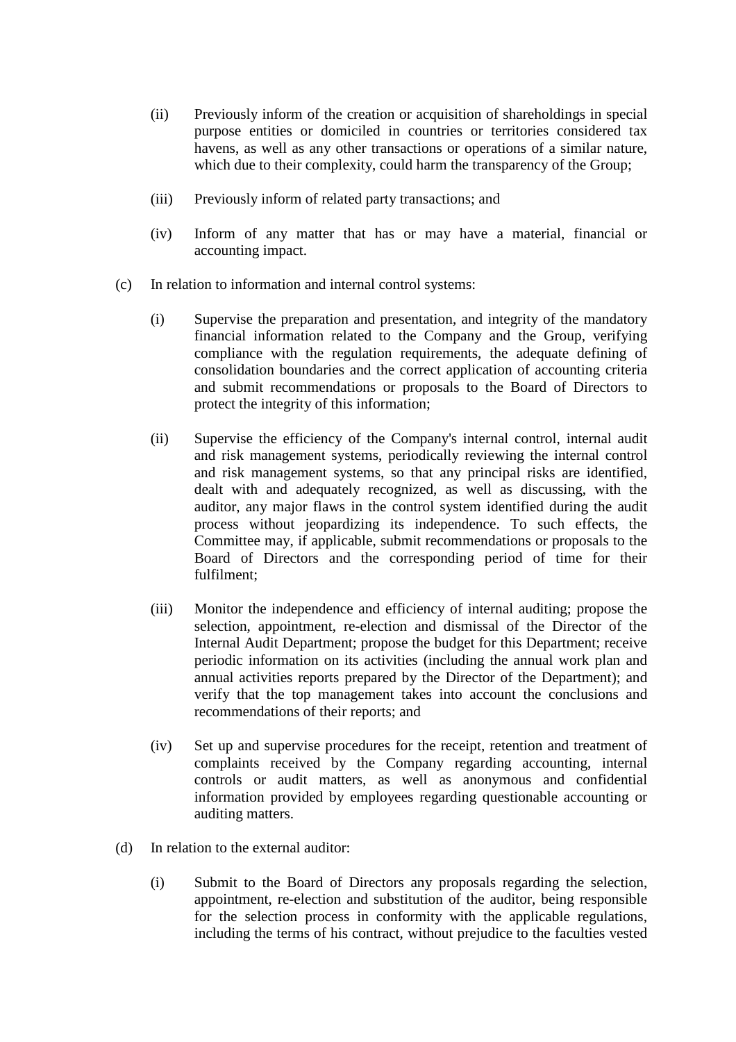(ii) Previously inform of the creation or acquisition of shareholdings in special purpose entities or domiciled in countries or territories considered tax havens, as well as any other transactions or operations of a similar nature, which due to their complexity, could harm the transparency of the Group;

(iii) Previously inform of related party transactions; and

(iv) Inform of any matter that has or may have a material, financial or accounting impact.

(c) In relation to information and internal control systems:

(i) Supervise the preparation and presentation, and integrity of the mandatory financial information related to the Company and the Group, verifying compliance with the regulation requirements, the adequate defining of consolidation boundaries and the correct application of accounting criteria and submit recommendations or proposals to the Board of Directors to protect the integrity of this information;

(ii) Supervise the efficiency of the Company's internal control, internal audit and risk management systems, periodically reviewing the internal control and risk management systems, so that any principal risks are identified, dealt with and adequately recognized, as well as discussing, with the auditor, any major flaws in the control system identified during the audit process without jeopardizing its independence. To such effects, the Committee may, if applicable, submit recommendations or proposals to the Board of Directors and the corresponding period of time for their fulfilment;

(iii) Monitor the independence and efficiency of internal auditing; propose the selection, appointment, re-election and dismissal of the Director of the Internal Audit Department; propose the budget for this Department; receive periodic information on its activities (including the annual work plan and annual activities reports prepared by the Director of the Department); and verify that the top management takes into account the conclusions and recommendations of their reports; and

(iv) Set up and supervise procedures for the receipt, retention and treatment of complaints received by the Company regarding accounting, internal controls or audit matters, as well as anonymous and confidential information provided by employees regarding questionable accounting or auditing matters.

(d) In relation to the external auditor:

(i) Submit to the Board of Directors any proposals regarding the selection, appointment, re-election and substitution of the auditor, being responsible for the selection process in conformity with the applicable regulations, including the terms of his contract, without prejudice to the faculties vested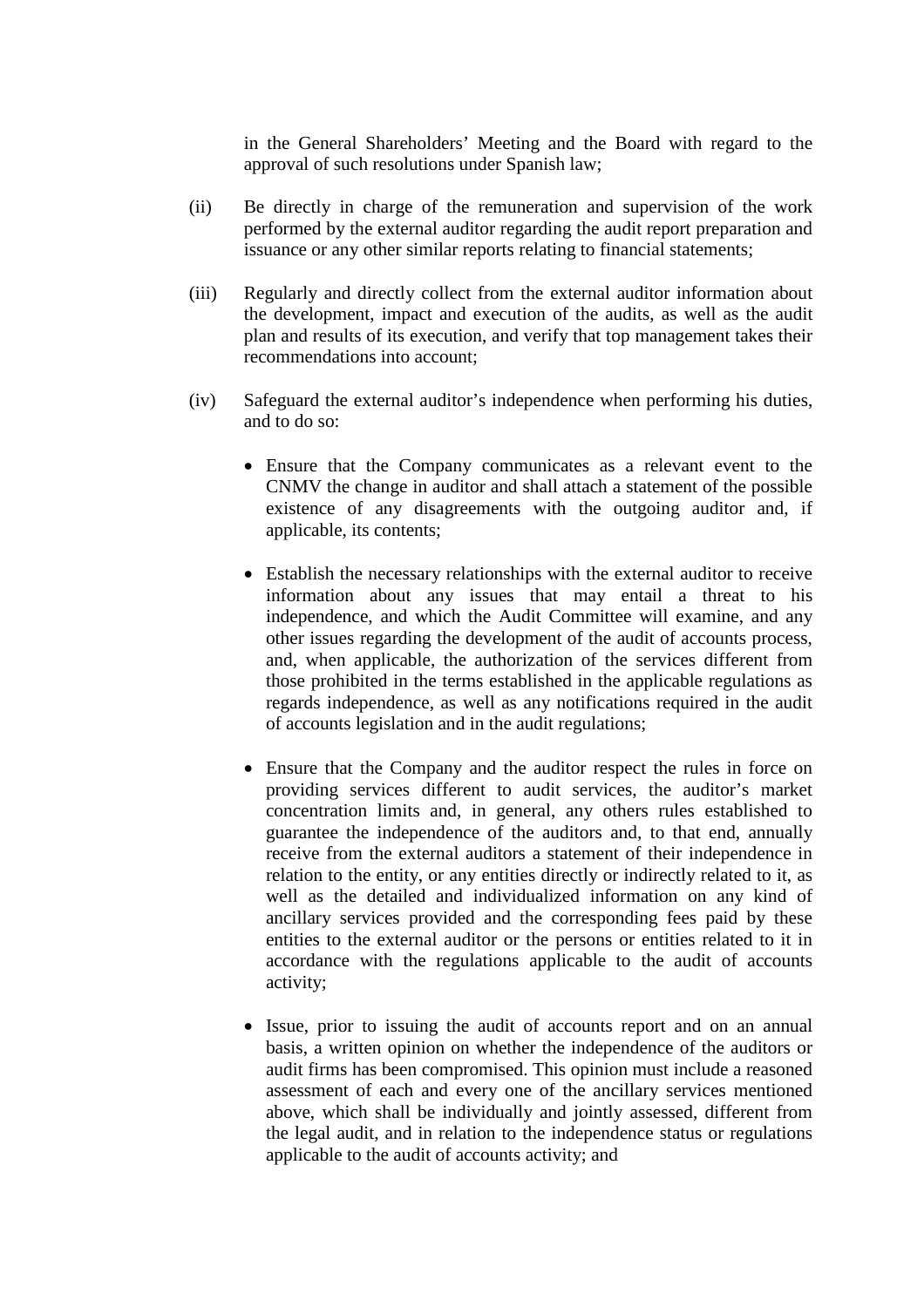in the General Shareholders' Meeting and the Board with regard to the approval of such resolutions under Spanish law;

(ii) Be directly in charge of the remuneration and supervision of the work performed by the external auditor regarding the audit report preparation and issuance or any other similar reports relating to financial statements;

(iii) Regularly and directly collect from the external auditor information about the development, impact and execution of the audits, as well as the audit plan and results of its execution, and verify that top management takes their recommendations into account;

(iv) Safeguard the external auditor's independence when performing his duties, and to do so:

- Ensure that the Company communicates as a relevant event to the CNMV the change in auditor and shall attach a statement of the possible existence of any disagreements with the outgoing auditor and, if applicable, its contents;

- Establish the necessary relationships with the external auditor to receive information about any issues that may entail a threat to his independence, and which the Audit Committee will examine, and any other issues regarding the development of the audit of accounts process, and, when applicable, the authorization of the services different from those prohibited in the terms established in the applicable regulations as regards independence, as well as any notifications required in the audit of accounts legislation and in the audit regulations;

- Ensure that the Company and the auditor respect the rules in force on providing services different to audit services, the auditor's market concentration limits and, in general, any others rules established to guarantee the independence of the auditors and, to that end, annually receive from the external auditors a statement of their independence in relation to the entity, or any entities directly or indirectly related to it, as well as the detailed and individualized information on any kind of ancillary services provided and the corresponding fees paid by these entities to the external auditor or the persons or entities related to it in accordance with the regulations applicable to the audit of accounts activity;

- Issue, prior to issuing the audit of accounts report and on an annual basis, a written opinion on whether the independence of the auditors or audit firms has been compromised. This opinion must include a reasoned assessment of each and every one of the ancillary services mentioned above, which shall be individually and jointly assessed, different from the legal audit, and in relation to the independence status or regulations applicable to the audit of accounts activity; and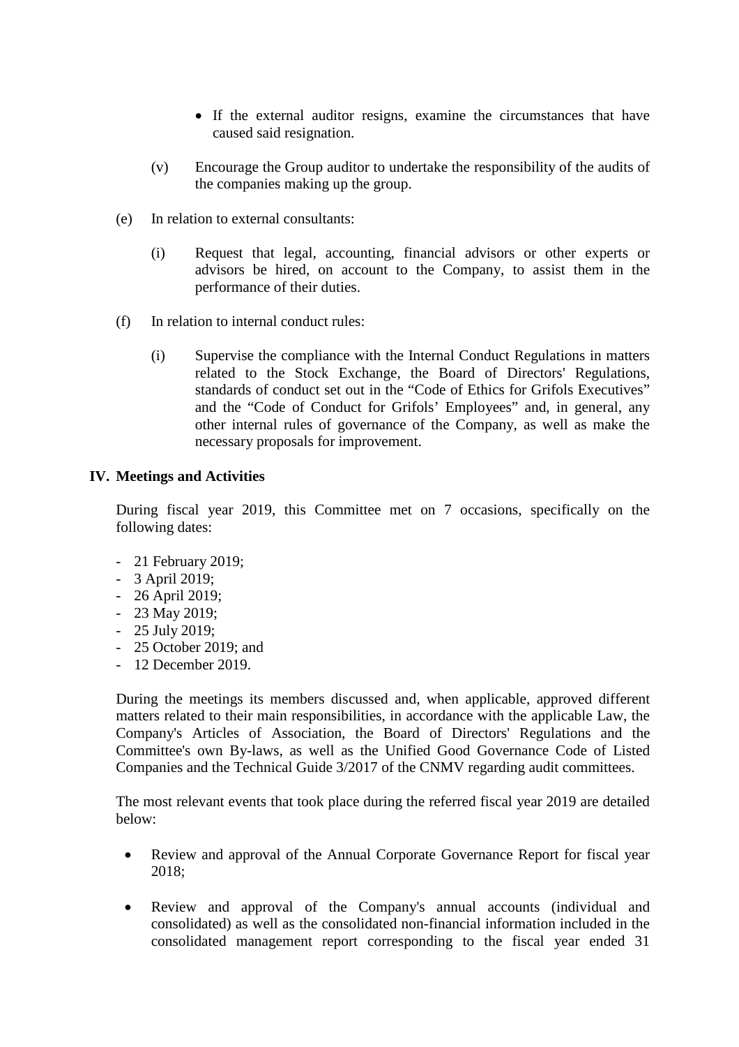- If the external auditor resigns, examine the circumstances that have caused said resignation.

(v) Encourage the Group auditor to undertake the responsibility of the audits of the companies making up the group.

(e) In relation to external consultants:

(i) Request that legal, accounting, financial advisors or other experts or advisors be hired, on account to the Company, to assist them in the performance of their duties.

(f) In relation to internal conduct rules:

(i) Supervise the compliance with the Internal Conduct Regulations in matters related to the Stock Exchange, the Board of Directors' Regulations, standards of conduct set out in the "Code of Ethics for Grifols Executives" and the "Code of Conduct for Grifols' Employees" and, in general, any other internal rules of governance of the Company, as well as make the necessary proposals for improvement.

## IV. Meetings and Activities

During fiscal year 2019, this Committee met on 7 occasions, specifically on the following dates:

- 21 February 2019;
- 3 April 2019;
- 26 April 2019;
- 23 May 2019;
- 25 July 2019;
- 25 October 2019; and
- 12 December 2019.

During the meetings its members discussed and, when applicable, approved different matters related to their main responsibilities, in accordance with the applicable Law, the Company's Articles of Association, the Board of Directors' Regulations and the Committee's own By-laws, as well as the Unified Good Governance Code of Listed Companies and the Technical Guide 3/2017 of the CNMV regarding audit committees.

The most relevant events that took place during the referred fiscal year 2019 are detailed below:

- Review and approval of the Annual Corporate Governance Report for fiscal year 2018;

- Review and approval of the Company's annual accounts (individual and consolidated) as well as the consolidated non-financial information included in the consolidated management report corresponding to the fiscal year ended 31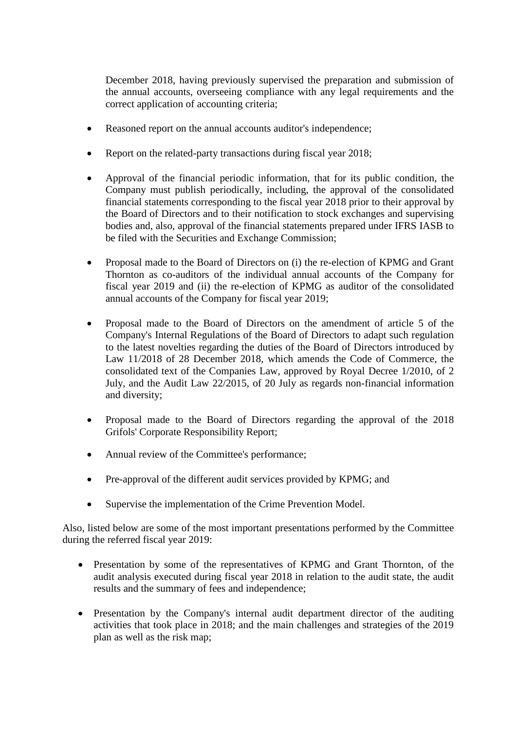December 2018, having previously supervised the preparation and submission of the annual accounts, overseeing compliance with any legal requirements and the correct application of accounting criteria;

- Reasoned report on the annual accounts auditor's independence;
- Report on the related-party transactions during fiscal year 2018;
- Approval of the financial periodic information, that for its public condition, the Company must publish periodically, including, the approval of the consolidated financial statements corresponding to the fiscal year 2018 prior to their approval by the Board of Directors and to their notification to stock exchanges and supervising bodies and, also, approval of the financial statements prepared under IFRS IASB to be filed with the Securities and Exchange Commission;
- Proposal made to the Board of Directors on (i) the re-election of KPMG and Grant Thornton as co-auditors of the individual annual accounts of the Company for fiscal year 2019 and (ii) the re-election of KPMG as auditor of the consolidated annual accounts of the Company for fiscal year 2019;
- Proposal made to the Board of Directors on the amendment of article 5 of the Company's Internal Regulations of the Board of Directors to adapt such regulation to the latest novelties regarding the duties of the Board of Directors introduced by Law 11/2018 of 28 December 2018, which amends the Code of Commerce, the consolidated text of the Companies Law, approved by Royal Decree 1/2010, of 2 July, and the Audit Law 22/2015, of 20 July as regards non-financial information and diversity;
- Proposal made to the Board of Directors regarding the approval of the 2018 Grifols' Corporate Responsibility Report;
- Annual review of the Committee's performance;
- Pre-approval of the different audit services provided by KPMG; and
- Supervise the implementation of the Crime Prevention Model.

Also, listed below are some of the most important presentations performed by the Committee during the referred fiscal year 2019:

- Presentation by some of the representatives of KPMG and Grant Thornton, of the audit analysis executed during fiscal year 2018 in relation to the audit state, the audit results and the summary of fees and independence;
- Presentation by the Company's internal audit department director of the auditing activities that took place in 2018; and the main challenges and strategies of the 2019 plan as well as the risk map;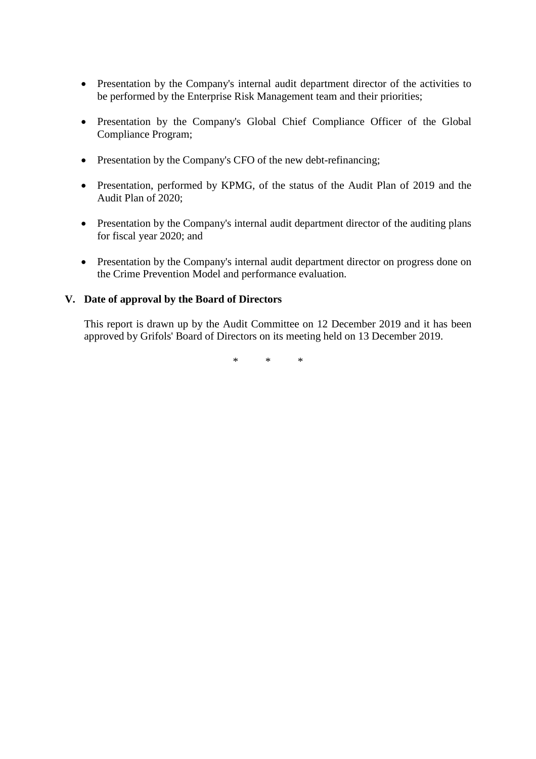- Presentation by the Company's internal audit department director of the activities to be performed by the Enterprise Risk Management team and their priorities;

- Presentation by the Company's Global Chief Compliance Officer of the Global Compliance Program;

- Presentation by the Company's CFO of the new debt-refinancing;

- Presentation, performed by KPMG, of the status of the Audit Plan of 2019 and the Audit Plan of 2020;

- Presentation by the Company's internal audit department director of the auditing plans for fiscal year 2020; and

- Presentation by the Company's internal audit department director on progress done on the Crime Prevention Model and performance evaluation.

## V. Date of approval by the Board of Directors

This report is drawn up by the Audit Committee on 12 December 2019 and it has been approved by Grifols' Board of Directors on its meeting held on 13 December 2019.

\* \* \*